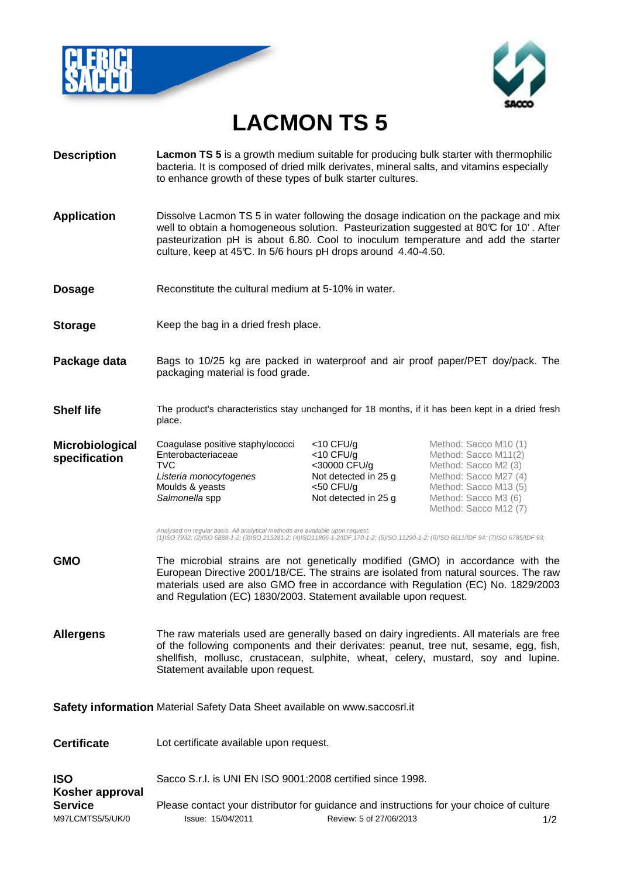# LACMON TS 5

**Description**

**Lacmon TS 5** is a growth medium suitable for producing bulk starter with thermophilic bacteria. It is composed of dried milk derivates, mineral salts, and vitamins especially to enhance growth of these types of bulk starter cultures.

**Application**

Dissolve Lacmon TS 5 in water following the dosage indication on the package and mix well to obtain a homogeneous solution. Pasteurization suggested at 80℃ for 10'. After pasteurization pH is about 6.80. Cool to inoculum temperature and add the starter culture, keep at 45℃. In 5/6 hours pH drops around 4.40-4.50.

**Dosage**

Reconstitute the cultural medium at 5-10% in water.

**Storage**

Keep the bag in a dried fresh place.

**Package data**

Bags to 10/25 kg are packed in waterproof and air proof paper/PET doy/pack. The packaging material is food grade.

**Shelf life**

The product's characteristics stay unchanged for 18 months, if it has been kept in a dried fresh place.

**Microbiological specification**

| Parameter | Limit | Method |
|---|---|---|
| Coagulase positive staphylococci | <10 CFU/g | Method: Sacco M10 (1) |
| Enterobacteriaceae | <10 CFU/g | Method: Sacco M11(2) |
| TVC | <30000 CFU/g | Method: Sacco M2 (3) |
| *Listeria monocytogenes* | Not detected in 25 g | Method: Sacco M27 (4) |
| Moulds & yeasts | <50 CFU/g | Method: Sacco M13 (5) |
| *Salmonella* spp | Not detected in 25 g | Method: Sacco M3 (6) |
| | | Method: Sacco M12 (7) |

*Analysed on regular basis. All analytical methods are available upon request.*
*(1)ISO 7932; (2)ISO 6888-1-2; (3)ISO 215281-2; (4)ISO11866-1-2/IDF 170-1-2; (5)ISO 11290-1-2; (6)ISO 6611/IDF 94; (7)ISO 6785/IDF 93;*

**GMO**

The microbial strains are not genetically modified (GMO) in accordance with the European Directive 2001/18/CE. The strains are isolated from natural sources. The raw materials used are also GMO free in accordance with Regulation (EC) No. 1829/2003 and Regulation (EC) 1830/2003. Statement available upon request.

**Allergens**

The raw materials used are generally based on dairy ingredients. All materials are free of the following components and their derivates: peanut, tree nut, sesame, egg, fish, shellfish, mollusc, crustacean, sulphite, wheat, celery, mustard, soy and lupine. Statement available upon request.

**Safety information** Material Safety Data Sheet available on www.saccosrl.it

**Certificate**

Lot certificate available upon request.

**ISO**

Sacco S.r.l. is UNI EN ISO 9001:2008 certified since 1998.

**Kosher approval**

**Service**

Please contact your distributor for guidance and instructions for your choice of culture

M97LCMTS5/5/UK/0 Issue: 15/04/2011 Review: 5 of 27/06/2013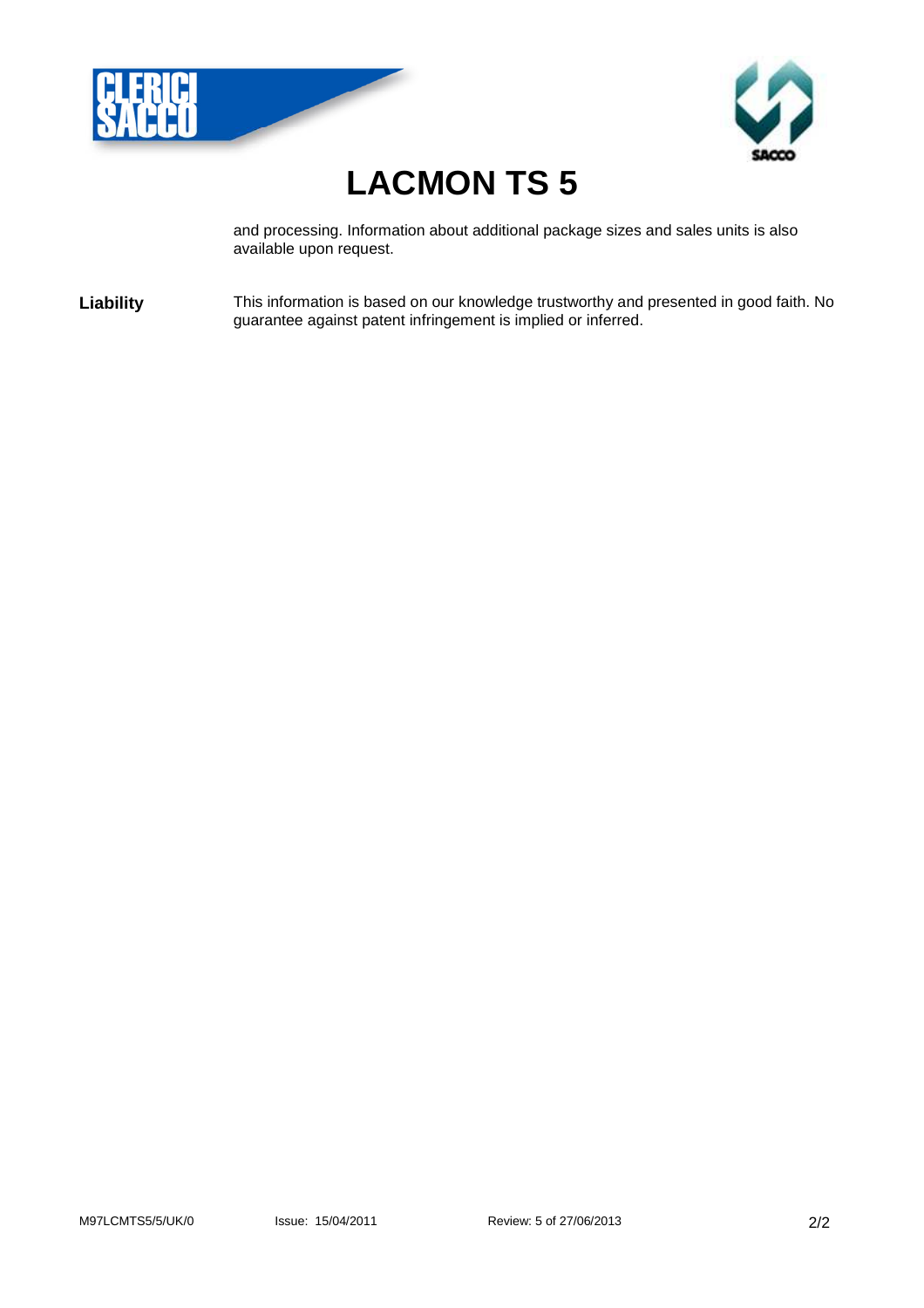# LACMON TS 5

and processing. Information about additional package sizes and sales units is also available upon request.

**Liability**

This information is based on our knowledge trustworthy and presented in good faith. No guarantee against patent infringement is implied or inferred.

M97LCMTS5/5/UK/0 Issue: 15/04/2011 Review: 5 of 27/06/2013